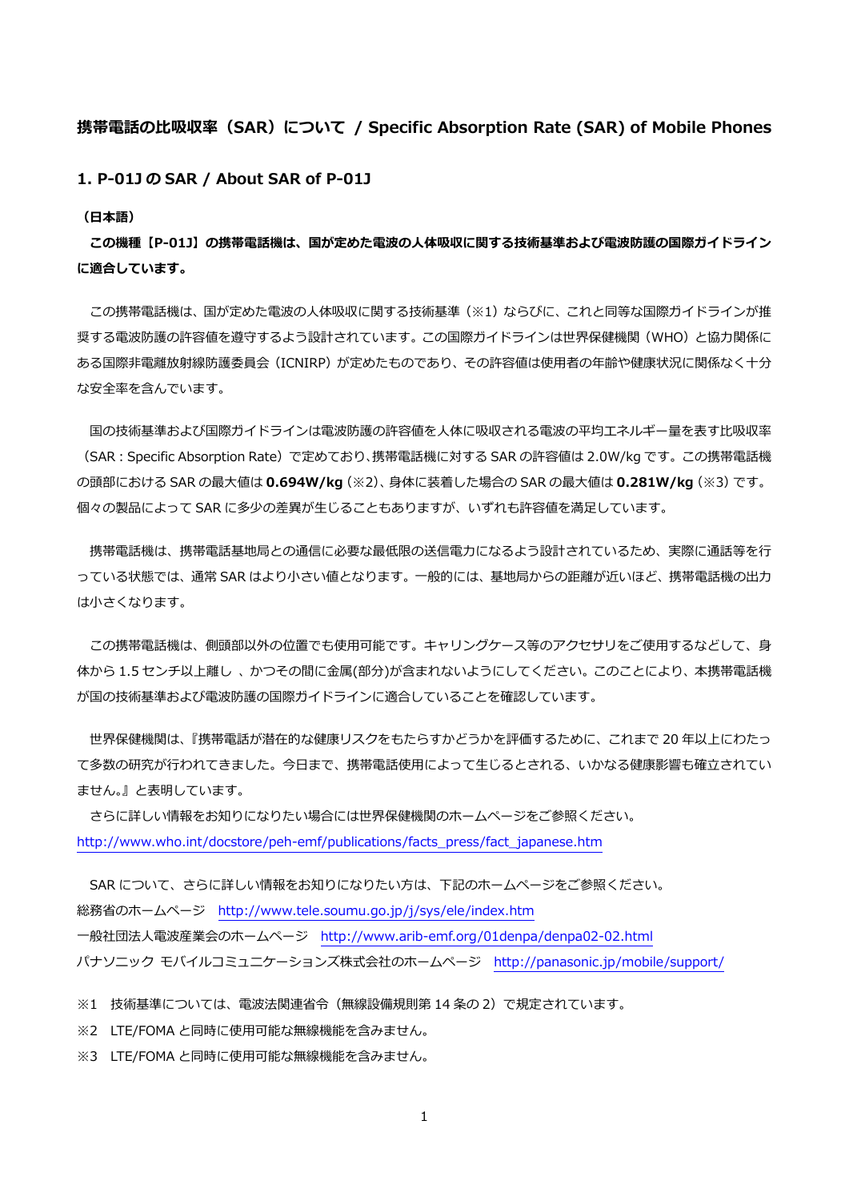## 携帯電話の比吸収率（SAR）について / Specific Absorption Rate (SAR) of Mobile Phones

### 1. P-01J の SAR / About SAR of P-01J

**（日本語）**

**この機種【P-01J】の携帯電話機は、国が定めた電波の人体吸収に関する技術基準および電波防護の国際ガイドラインに適合しています。**

この携帯電話機は、国が定めた電波の人体吸収に関する技術基準（※1）ならびに、これと同等な国際ガイドラインが推奨する電波防護の許容値を遵守するよう設計されています。この国際ガイドラインは世界保健機関（WHO）と協力関係にある国際非電離放射線防護委員会（ICNIRP）が定めたものであり、その許容値は使用者の年齢や健康状況に関係なく十分な安全率を含んでいます。

国の技術基準および国際ガイドラインは電波防護の許容値を人体に吸収される電波の平均エネルギー量を表す比吸収率（SAR : Specific Absorption Rate）で定めており、携帯電話機に対する SAR の許容値は 2.0W/kg です。この携帯電話機の頭部における SAR の最大値は **0.694W/kg**（※2）、身体に装着した場合の SAR の最大値は **0.281W/kg**（※3）です。個々の製品によって SAR に多少の差異が生じることもありますが、いずれも許容値を満足しています。

携帯電話機は、携帯電話基地局との通信に必要な最低限の送信電力になるよう設計されているため、実際に通話等を行っている状態では、通常 SAR はより小さい値となります。一般的には、基地局からの距離が近いほど、携帯電話機の出力は小さくなります。

この携帯電話機は、側頭部以外の位置でも使用可能です。キャリングケース等のアクセサリをご使用するなどして、身体から 1.5 センチ以上離し 、かつその間に金属(部分)が含まれないようにしてください。このことにより、本携帯電話機が国の技術基準および電波防護の国際ガイドラインに適合していることを確認しています。

世界保健機関は、『携帯電話が潜在的な健康リスクをもたらすかどうかを評価するために、これまで 20 年以上にわたって多数の研究が行われてきました。今日まで、携帯電話使用によって生じるとされる、いかなる健康影響も確立されていません。』と表明しています。

さらに詳しい情報をお知りになりたい場合には世界保健機関のホームページをご参照ください。
http://www.who.int/docstore/peh-emf/publications/facts_press/fact_japanese.htm

SAR について、さらに詳しい情報をお知りになりたい方は、下記のホームページをご参照ください。
総務省のホームページ　http://www.tele.soumu.go.jp/j/sys/ele/index.htm
一般社団法人電波産業会のホームページ　http://www.arib-emf.org/01denpa/denpa02-02.html
パナソニック モバイルコミュニケーションズ株式会社のホームページ　http://panasonic.jp/mobile/support/

※1　技術基準については、電波法関連省令（無線設備規則第 14 条の 2）で規定されています。
※2　LTE/FOMA と同時に使用可能な無線機能を含みません。
※3　LTE/FOMA と同時に使用可能な無線機能を含みません。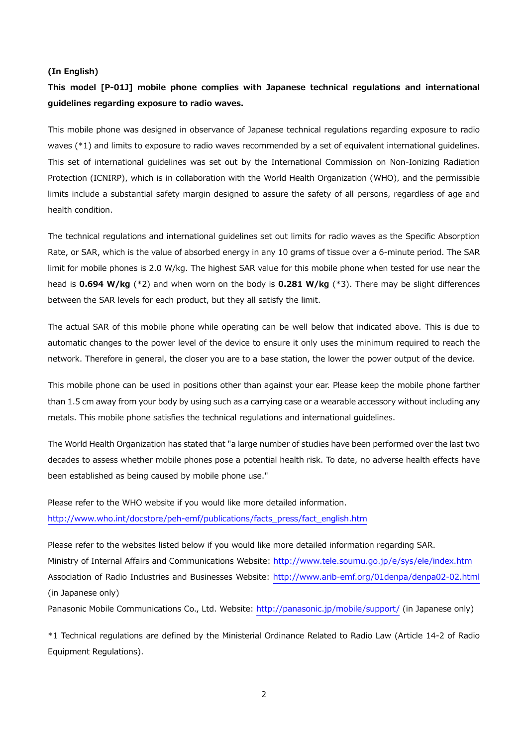**(In English)**

**This model [P-01J] mobile phone complies with Japanese technical regulations and international guidelines regarding exposure to radio waves.**

This mobile phone was designed in observance of Japanese technical regulations regarding exposure to radio waves (*1) and limits to exposure to radio waves recommended by a set of equivalent international guidelines. This set of international guidelines was set out by the International Commission on Non-Ionizing Radiation Protection (ICNIRP), which is in collaboration with the World Health Organization (WHO), and the permissible limits include a substantial safety margin designed to assure the safety of all persons, regardless of age and health condition.

The technical regulations and international guidelines set out limits for radio waves as the Specific Absorption Rate, or SAR, which is the value of absorbed energy in any 10 grams of tissue over a 6-minute period. The SAR limit for mobile phones is 2.0 W/kg. The highest SAR value for this mobile phone when tested for use near the head is **0.694 W/kg** (*2) and when worn on the body is **0.281 W/kg** (*3). There may be slight differences between the SAR levels for each product, but they all satisfy the limit.

The actual SAR of this mobile phone while operating can be well below that indicated above. This is due to automatic changes to the power level of the device to ensure it only uses the minimum required to reach the network. Therefore in general, the closer you are to a base station, the lower the power output of the device.

This mobile phone can be used in positions other than against your ear. Please keep the mobile phone farther than 1.5 cm away from your body by using such as a carrying case or a wearable accessory without including any metals. This mobile phone satisfies the technical regulations and international guidelines.

The World Health Organization has stated that "a large number of studies have been performed over the last two decades to assess whether mobile phones pose a potential health risk. To date, no adverse health effects have been established as being caused by mobile phone use."

Please refer to the WHO website if you would like more detailed information.
http://www.who.int/docstore/peh-emf/publications/facts_press/fact_english.htm

Please refer to the websites listed below if you would like more detailed information regarding SAR.
Ministry of Internal Affairs and Communications Website: http://www.tele.soumu.go.jp/e/sys/ele/index.htm
Association of Radio Industries and Businesses Website: http://www.arib-emf.org/01denpa/denpa02-02.html (in Japanese only)
Panasonic Mobile Communications Co., Ltd. Website: http://panasonic.jp/mobile/support/ (in Japanese only)

*1 Technical regulations are defined by the Ministerial Ordinance Related to Radio Law (Article 14-2 of Radio Equipment Regulations).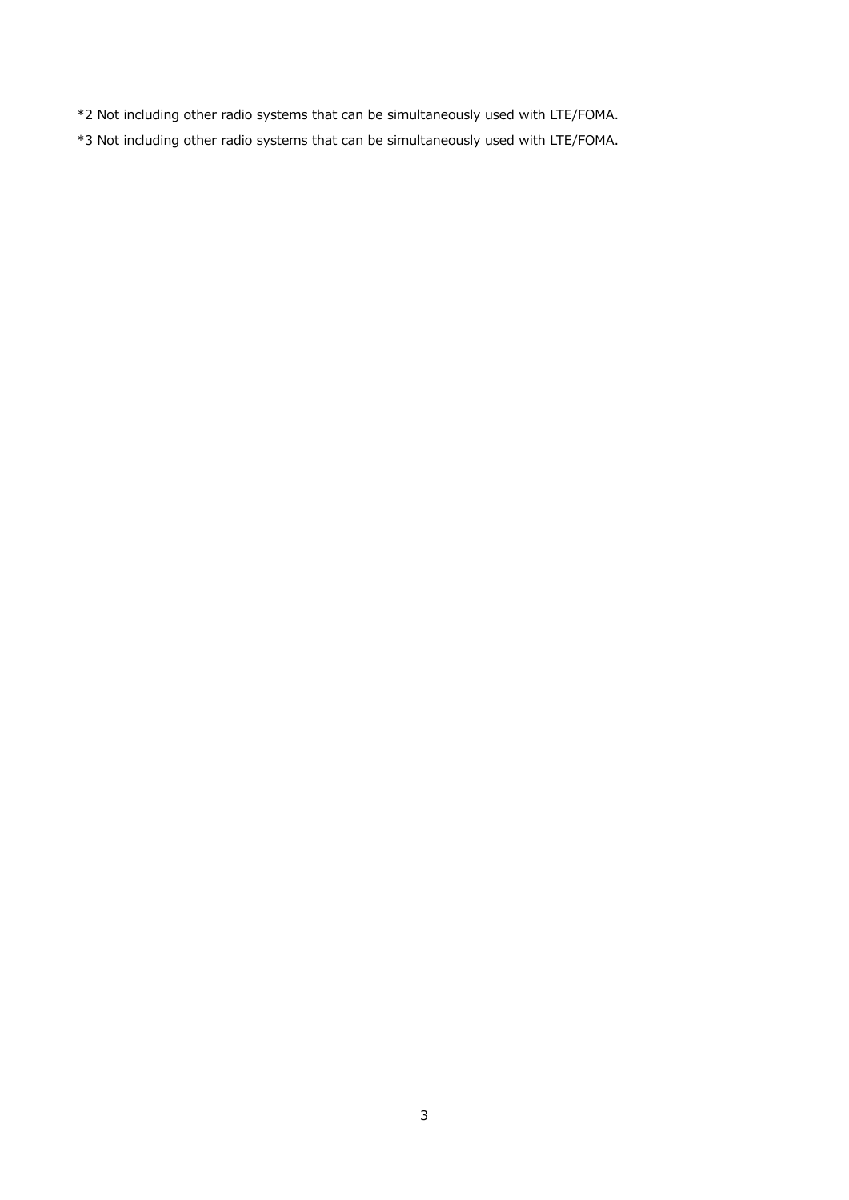*2 Not including other radio systems that can be simultaneously used with LTE/FOMA.

*3 Not including other radio systems that can be simultaneously used with LTE/FOMA.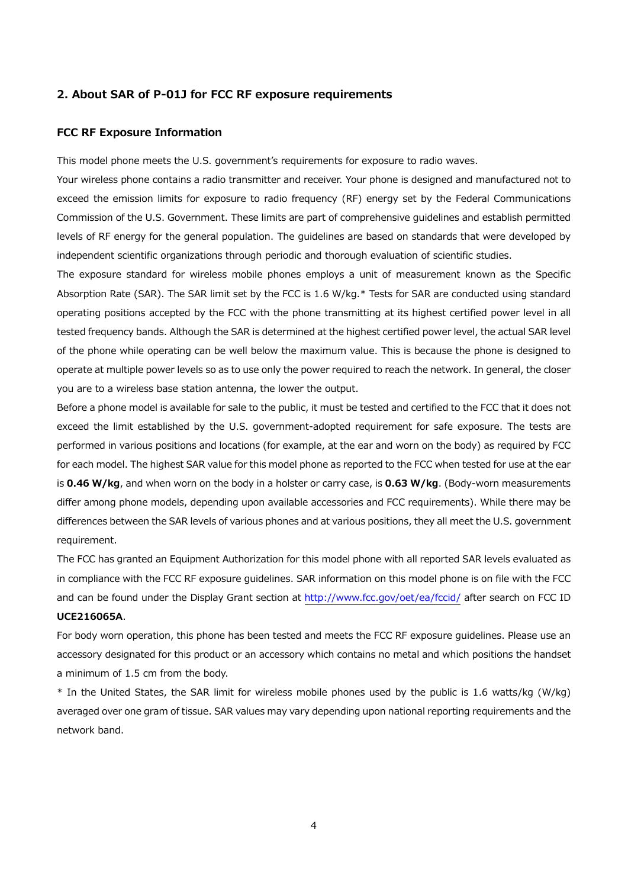## 2. About SAR of P-01J for FCC RF exposure requirements

### FCC RF Exposure Information

This model phone meets the U.S. government's requirements for exposure to radio waves.

Your wireless phone contains a radio transmitter and receiver. Your phone is designed and manufactured not to exceed the emission limits for exposure to radio frequency (RF) energy set by the Federal Communications Commission of the U.S. Government. These limits are part of comprehensive guidelines and establish permitted levels of RF energy for the general population. The guidelines are based on standards that were developed by independent scientific organizations through periodic and thorough evaluation of scientific studies.

The exposure standard for wireless mobile phones employs a unit of measurement known as the Specific Absorption Rate (SAR). The SAR limit set by the FCC is 1.6 W/kg.* Tests for SAR are conducted using standard operating positions accepted by the FCC with the phone transmitting at its highest certified power level in all tested frequency bands. Although the SAR is determined at the highest certified power level, the actual SAR level of the phone while operating can be well below the maximum value. This is because the phone is designed to operate at multiple power levels so as to use only the power required to reach the network. In general, the closer you are to a wireless base station antenna, the lower the output.

Before a phone model is available for sale to the public, it must be tested and certified to the FCC that it does not exceed the limit established by the U.S. government-adopted requirement for safe exposure. The tests are performed in various positions and locations (for example, at the ear and worn on the body) as required by FCC for each model. The highest SAR value for this model phone as reported to the FCC when tested for use at the ear is **0.46 W/kg**, and when worn on the body in a holster or carry case, is **0.63 W/kg**. (Body-worn measurements differ among phone models, depending upon available accessories and FCC requirements). While there may be differences between the SAR levels of various phones and at various positions, they all meet the U.S. government requirement.

The FCC has granted an Equipment Authorization for this model phone with all reported SAR levels evaluated as in compliance with the FCC RF exposure guidelines. SAR information on this model phone is on file with the FCC and can be found under the Display Grant section at http://www.fcc.gov/oet/ea/fccid/ after search on FCC ID **UCE216065A**.

For body worn operation, this phone has been tested and meets the FCC RF exposure guidelines. Please use an accessory designated for this product or an accessory which contains no metal and which positions the handset a minimum of 1.5 cm from the body.

* In the United States, the SAR limit for wireless mobile phones used by the public is 1.6 watts/kg (W/kg) averaged over one gram of tissue. SAR values may vary depending upon national reporting requirements and the network band.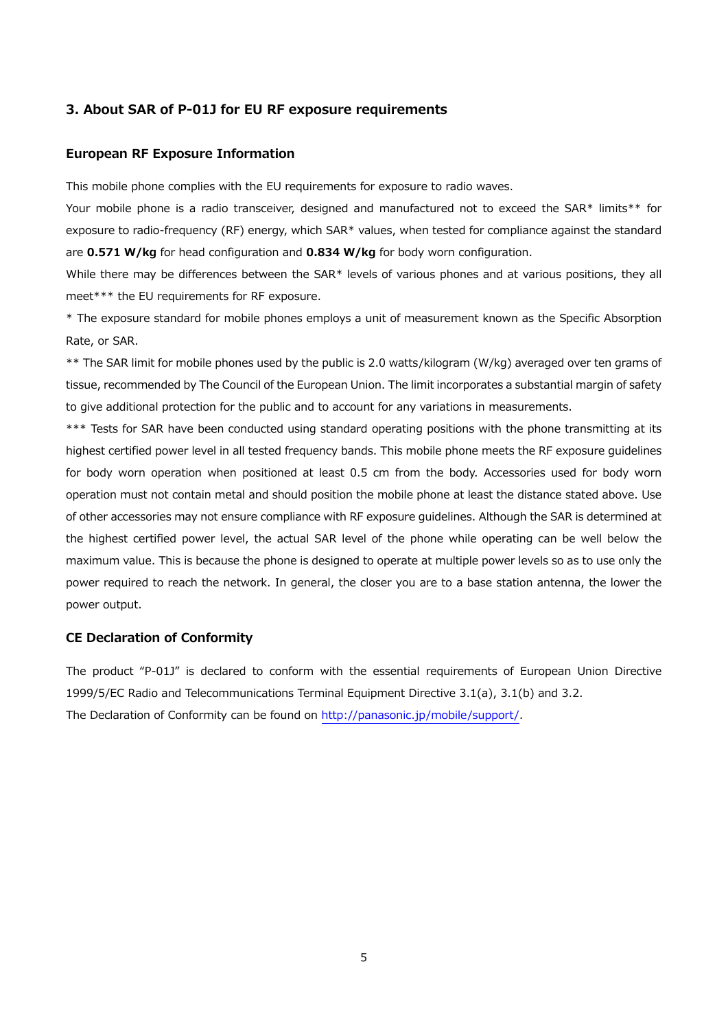## 3. About SAR of P-01J for EU RF exposure requirements

### European RF Exposure Information

This mobile phone complies with the EU requirements for exposure to radio waves.

Your mobile phone is a radio transceiver, designed and manufactured not to exceed the SAR* limits** for exposure to radio-frequency (RF) energy, which SAR* values, when tested for compliance against the standard are **0.571 W/kg** for head configuration and **0.834 W/kg** for body worn configuration.

While there may be differences between the SAR* levels of various phones and at various positions, they all meet*** the EU requirements for RF exposure.

* The exposure standard for mobile phones employs a unit of measurement known as the Specific Absorption Rate, or SAR.

** The SAR limit for mobile phones used by the public is 2.0 watts/kilogram (W/kg) averaged over ten grams of tissue, recommended by The Council of the European Union. The limit incorporates a substantial margin of safety to give additional protection for the public and to account for any variations in measurements.

*** Tests for SAR have been conducted using standard operating positions with the phone transmitting at its highest certified power level in all tested frequency bands. This mobile phone meets the RF exposure guidelines for body worn operation when positioned at least 0.5 cm from the body. Accessories used for body worn operation must not contain metal and should position the mobile phone at least the distance stated above. Use of other accessories may not ensure compliance with RF exposure guidelines. Although the SAR is determined at the highest certified power level, the actual SAR level of the phone while operating can be well below the maximum value. This is because the phone is designed to operate at multiple power levels so as to use only the power required to reach the network. In general, the closer you are to a base station antenna, the lower the power output.

### CE Declaration of Conformity

The product “P-01J” is declared to conform with the essential requirements of European Union Directive 1999/5/EC Radio and Telecommunications Terminal Equipment Directive 3.1(a), 3.1(b) and 3.2.

The Declaration of Conformity can be found on http://panasonic.jp/mobile/support/.